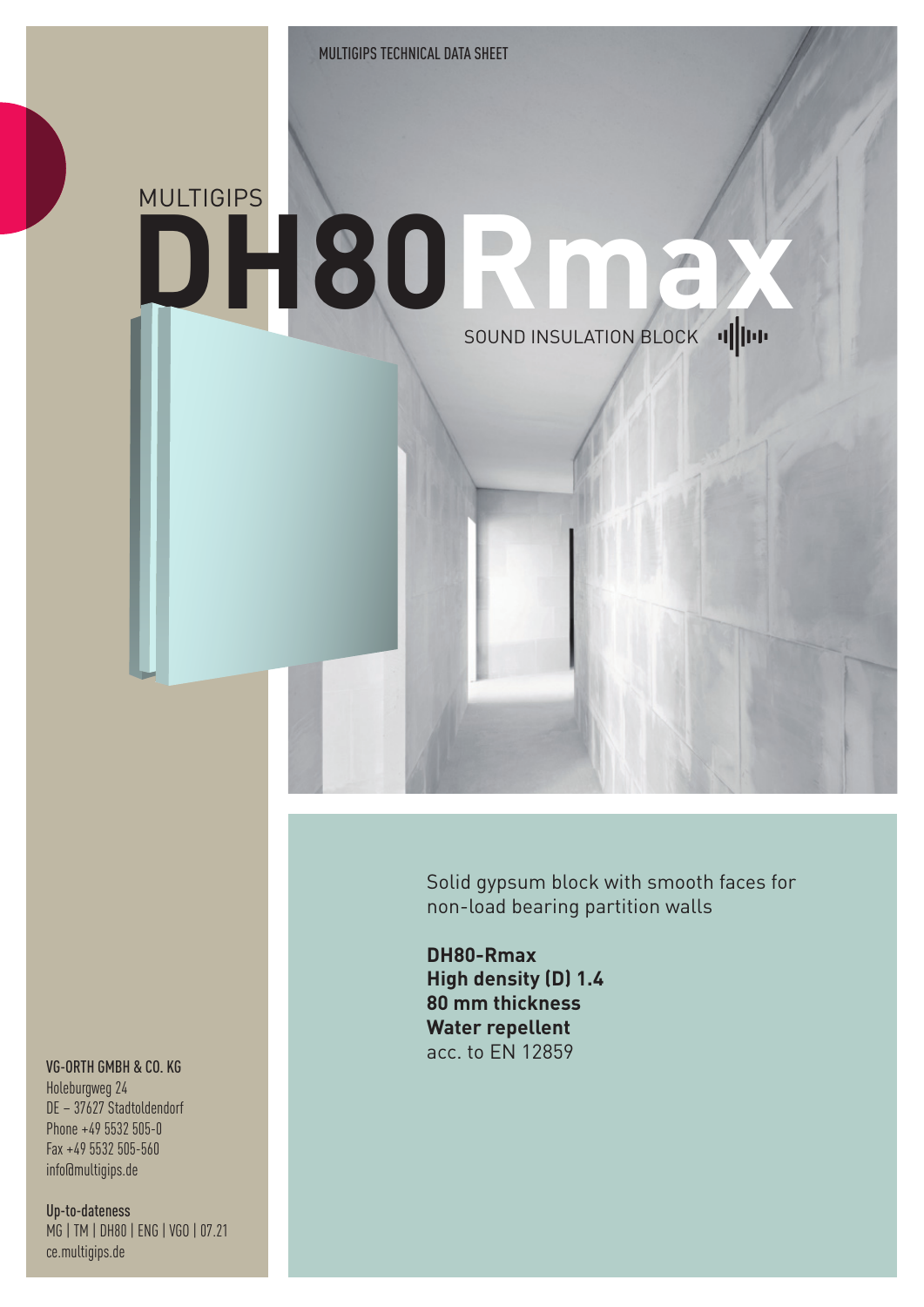MULTIGIPS TECHNICAL DATA SHEET

MULTIGIPS

# DH80Rmax

SOUND INSULATION BLOCK

Solid gypsum block with smooth faces for non-load bearing partition walls

**DH80-Rmax**
**High density (D) 1.4**
**80 mm thickness**
**Water repellent**
acc. to EN 12859

**VG-ORTH GMBH & CO. KG**
Holeburgweg 24
DE – 37627 Stadtoldendorf
Phone +49 5532 505-0
Fax +49 5532 505-560
info@multigips.de

**Up-to-dateness**
MG | TM | DH80 | ENG | VGO | 07.21
ce.multigips.de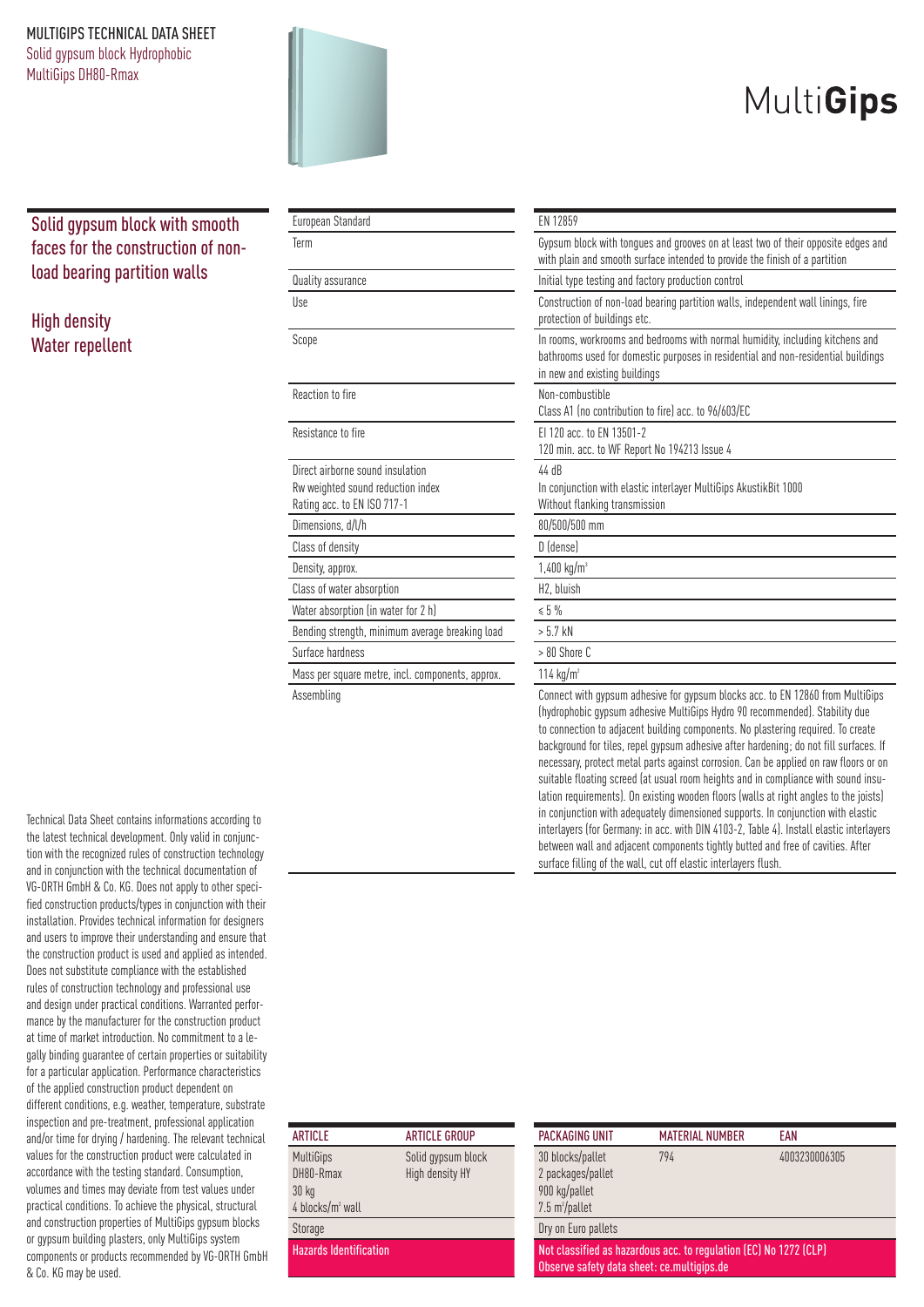MULTIGIPS TECHNICAL DATA SHEET
Solid gypsum block Hydrophobic
MultiGips DH80-Rmax

MultiGips

## Solid gypsum block with smooth faces for the construction of non-load bearing partition walls

## High density
## Water repellent

| | |
|---|---|
| European Standard | EN 12859 |
| Term | Gypsum block with tongues and grooves on at least two of their opposite edges and with plain and smooth surface intended to provide the finish of a partition |
| Quality assurance | Initial type testing and factory production control |
| Use | Construction of non-load bearing partition walls, independent wall linings, fire protection of buildings etc. |
| Scope | In rooms, workrooms and bedrooms with normal humidity, including kitchens and bathrooms used for domestic purposes in residential and non-residential buildings in new and existing buildings |
| Reaction to fire | Non-combustible<br>Class A1 (no contribution to fire) acc. to 96/603/EC |
| Resistance to fire | EI 120 acc. to EN 13501-2<br>120 min. acc. to WF Report No 194213 Issue 4 |
| Direct airborne sound insulation<br>Rw weighted sound reduction index<br>Rating acc. to EN ISO 717-1 | 44 dB<br>In conjunction with elastic interlayer MultiGips AkustikBit 1000<br>Without flanking transmission |
| Dimensions, d/l/h | 80/500/500 mm |
| Class of density | D (dense) |
| Density, approx. | 1,400 kg/m³ |
| Class of water absorption | H2, bluish |
| Water absorption (in water for 2 h) | ≤ 5 % |
| Bending strength, minimum average breaking load | > 5.7 kN |
| Surface hardness | > 80 Shore C |
| Mass per square metre, incl. components, approx. | 114 kg/m² |
| Assembling | Connect with gypsum adhesive for gypsum blocks acc. to EN 12860 from MultiGips (hydrophobic gypsum adhesive MultiGips Hydro 90 recommended). Stability due to connection to adjacent building components. No plastering required. To create background for tiles, repel gypsum adhesive after hardening; do not fill surfaces. If necessary, protect metal parts against corrosion. Can be applied on raw floors or on suitable floating screed (at usual room heights and in compliance with sound insulation requirements). On existing wooden floors (walls at right angles to the joists) in conjunction with adequately dimensioned supports. In conjunction with elastic interlayers (for Germany: in acc. with DIN 4103-2, Table 4). Install elastic interlayers between wall and adjacent components tightly butted and free of cavities. After surface filling of the wall, cut off elastic interlayers flush. |

Technical Data Sheet contains informations according to the latest technical development. Only valid in conjunction with the recognized rules of construction technology and in conjunction with the technical documentation of VG-ORTH GmbH & Co. KG. Does not apply to other specified construction products/types in conjunction with their installation. Provides technical information for designers and users to improve their understanding and ensure that the construction product is used and applied as intended. Does not substitute compliance with the established rules of construction technology and professional use and design under practical conditions. Warranted performance by the manufacturer for the construction product at time of market introduction. No commitment to a legally binding guarantee of certain properties or suitability for a particular application. Performance characteristics of the applied construction product dependent on different conditions, e.g. weather, temperature, substrate inspection and pre-treatment, professional application and/or time for drying / hardening. The relevant technical values for the construction product were calculated in accordance with the testing standard. Consumption, volumes and times may deviate from test values under practical conditions. To achieve the physical, structural and construction properties of MultiGips gypsum blocks or gypsum building plasters, only MultiGips system components or products recommended by VG-ORTH GmbH & Co. KG may be used.

| ARTICLE | ARTICLE GROUP | PACKAGING UNIT | MATERIAL NUMBER | EAN |
|---|---|---|---|---|
| MultiGips<br>DH80-Rmax<br>30 kg<br>4 blocks/m² wall | Solid gypsum block<br>High density HY | 30 blocks/pallet<br>2 packages/pallet<br>900 kg/pallet<br>7.5 m²/pallet | 794 | 4003230006305 |
| Storage | | Dry on Euro pallets | | |
| Hazards Identification | | Not classified as hazardous acc. to regulation (EC) No 1272 (CLP)<br>Observe safety data sheet: ce.multigips.de | | |